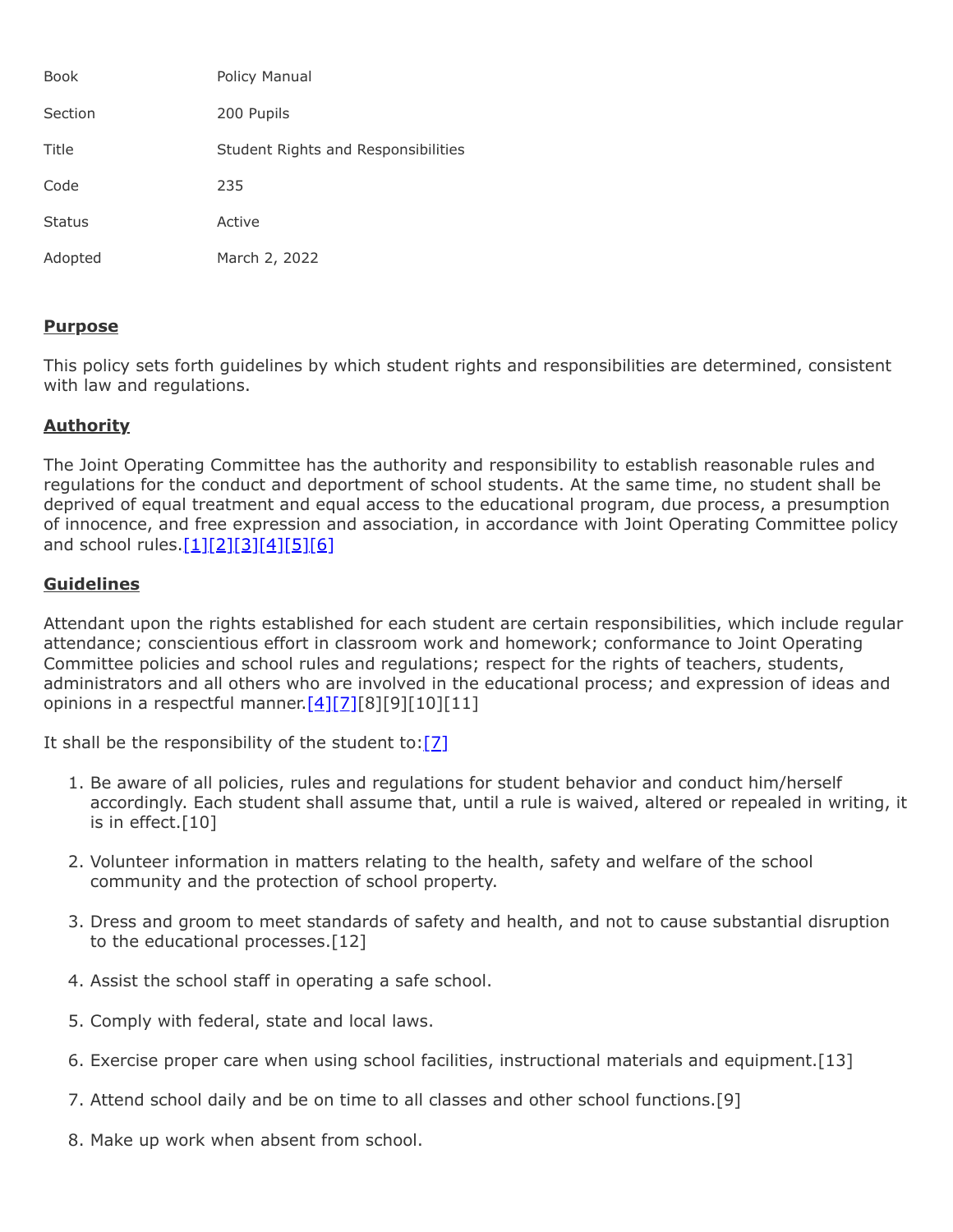| Book | Policy Manual |
| --- | --- |
| Section | 200 Pupils |
| Title | Student Rights and Responsibilities |
| Code | 235 |
| Status | Active |
| Adopted | March 2, 2022 |

## Purpose

This policy sets forth guidelines by which student rights and responsibilities are determined, consistent with law and regulations.

## Authority

The Joint Operating Committee has the authority and responsibility to establish reasonable rules and regulations for the conduct and deportment of school students. At the same time, no student shall be deprived of equal treatment and equal access to the educational program, due process, a presumption of innocence, and free expression and association, in accordance with Joint Operating Committee policy and school rules.[1][2][3][4][5][6]

## Guidelines

Attendant upon the rights established for each student are certain responsibilities, which include regular attendance; conscientious effort in classroom work and homework; conformance to Joint Operating Committee policies and school rules and regulations; respect for the rights of teachers, students, administrators and all others who are involved in the educational process; and expression of ideas and opinions in a respectful manner.[4][7][8][9][10][11]

It shall be the responsibility of the student to:[7]

1. Be aware of all policies, rules and regulations for student behavior and conduct him/herself accordingly. Each student shall assume that, until a rule is waived, altered or repealed in writing, it is in effect.[10]
2. Volunteer information in matters relating to the health, safety and welfare of the school community and the protection of school property.
3. Dress and groom to meet standards of safety and health, and not to cause substantial disruption to the educational processes.[12]
4. Assist the school staff in operating a safe school.
5. Comply with federal, state and local laws.
6. Exercise proper care when using school facilities, instructional materials and equipment.[13]
7. Attend school daily and be on time to all classes and other school functions.[9]
8. Make up work when absent from school.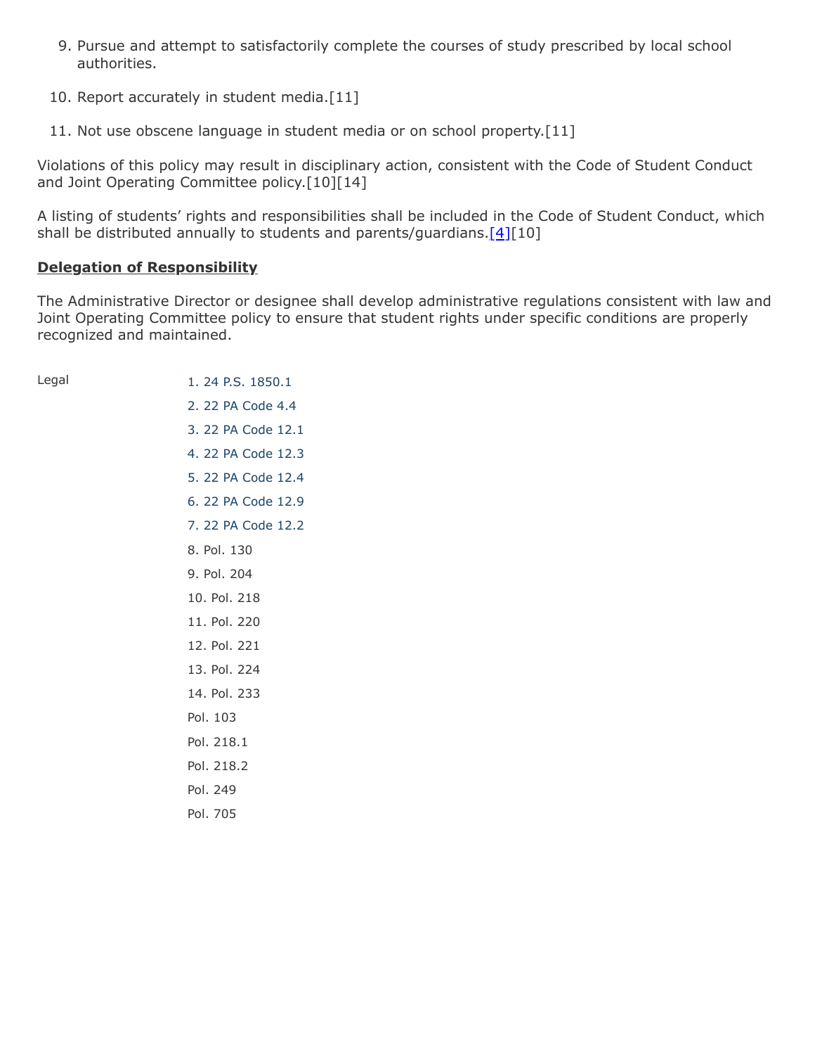9. Pursue and attempt to satisfactorily complete the courses of study prescribed by local school authorities.
10. Report accurately in student media.[11]
11. Not use obscene language in student media or on school property.[11]

Violations of this policy may result in disciplinary action, consistent with the Code of Student Conduct and Joint Operating Committee policy.[10][14]

A listing of students' rights and responsibilities shall be included in the Code of Student Conduct, which shall be distributed annually to students and parents/guardians.[4][10]

**Delegation of Responsibility**

The Administrative Director or designee shall develop administrative regulations consistent with law and Joint Operating Committee policy to ensure that student rights under specific conditions are properly recognized and maintained.

Legal

1. 24 P.S. 1850.1
2. 22 PA Code 4.4
3. 22 PA Code 12.1
4. 22 PA Code 12.3
5. 22 PA Code 12.4
6. 22 PA Code 12.9
7. 22 PA Code 12.2
8. Pol. 130
9. Pol. 204
10. Pol. 218
11. Pol. 220
12. Pol. 221
13. Pol. 224
14. Pol. 233

Pol. 103

Pol. 218.1

Pol. 218.2

Pol. 249

Pol. 705